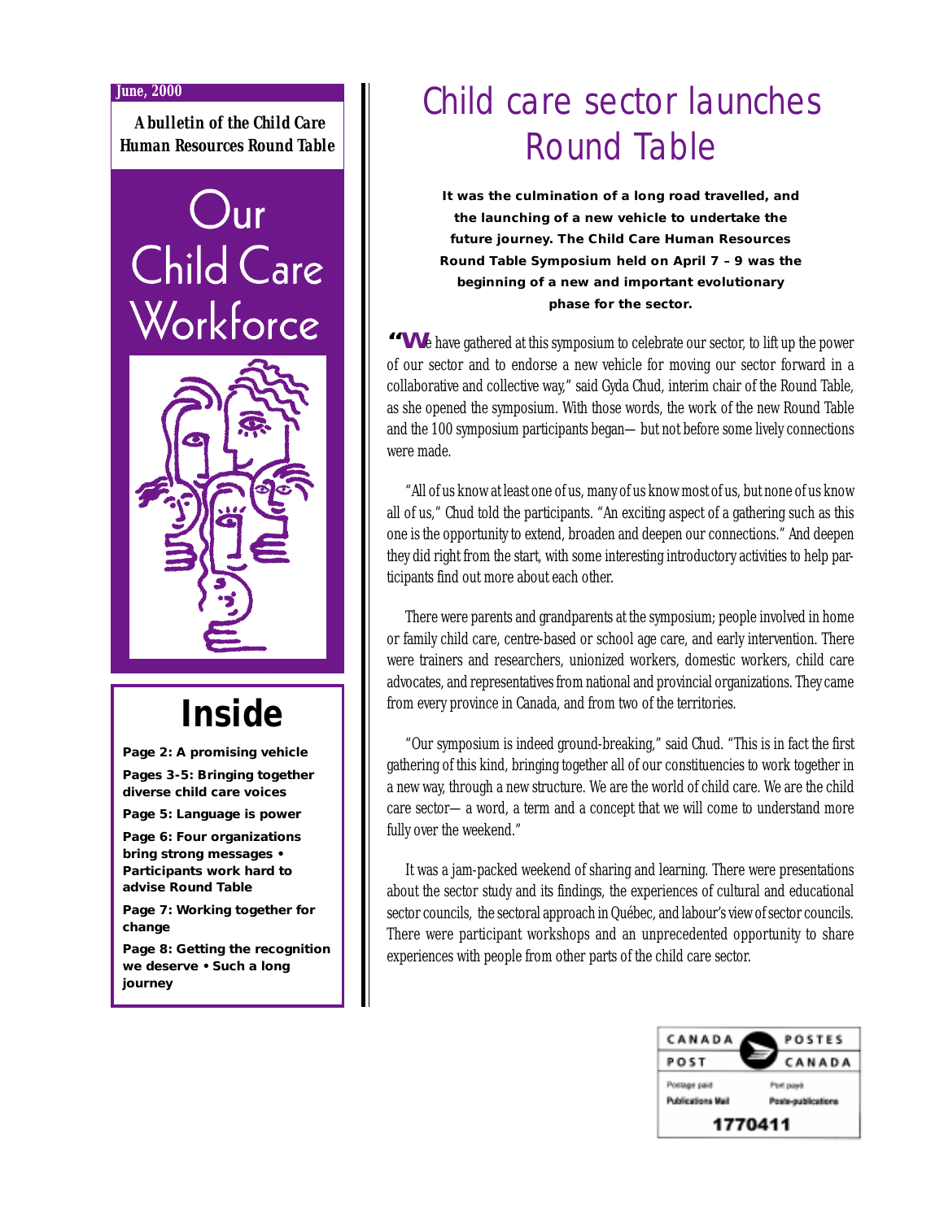June, 2000

*A bulletin of the Child Care Human Resources Round Table*

# Our Child Care Workforce

## Inside

**Page 2: A promising vehicle**

**Pages 3-5: Bringing together diverse child care voices**

**Page 5: Language is power**

**Page 6: Four organizations bring strong messages • Participants work hard to advise Round Table**

**Page 7: Working together for change**

**Page 8: Getting the recognition we deserve • Such a long journey**

# Child care sector launches Round Table

**It was the culmination of a long road travelled, and the launching of a new vehicle to undertake the future journey. The Child Care Human Resources Round Table Symposium held on April 7 – 9 was the beginning of a new and important evolutionary phase for the sector.**

"We have gathered at this symposium to celebrate our sector, to lift up the power of our sector and to endorse a new vehicle for moving our sector forward in a collaborative and collective way," said Gyda Chud, interim chair of the Round Table, as she opened the symposium. With those words, the work of the new Round Table and the 100 symposium participants began— but not before some lively connections were made.

"All of us know at least one of us, many of us know most of us, but none of us know all of us," Chud told the participants. "An exciting aspect of a gathering such as this one is the opportunity to extend, broaden and deepen our connections." And deepen they did right from the start, with some interesting introductory activities to help participants find out more about each other.

There were parents and grandparents at the symposium; people involved in home or family child care, centre-based or school age care, and early intervention. There were trainers and researchers, unionized workers, domestic workers, child care advocates, and representatives from national and provincial organizations. They came from every province in Canada, and from two of the territories.

"Our symposium is indeed ground-breaking," said Chud. "This is in fact the first gathering of this kind, bringing together all of our constituencies to work together in a new way, through a new structure. We are the world of child care. We are the child care sector— a word, a term and a concept that we will come to understand more fully over the weekend."

It was a jam-packed weekend of sharing and learning. There were presentations about the sector study and its findings, the experiences of cultural and educational sector councils, the sectoral approach in Québec, and labour's view of sector councils. There were participant workshops and an unprecedented opportunity to share experiences with people from other parts of the child care sector.

CANADA POST / POSTES CANADA
Postage paid / Port payé
Publications Mail / Poste-publications
1770411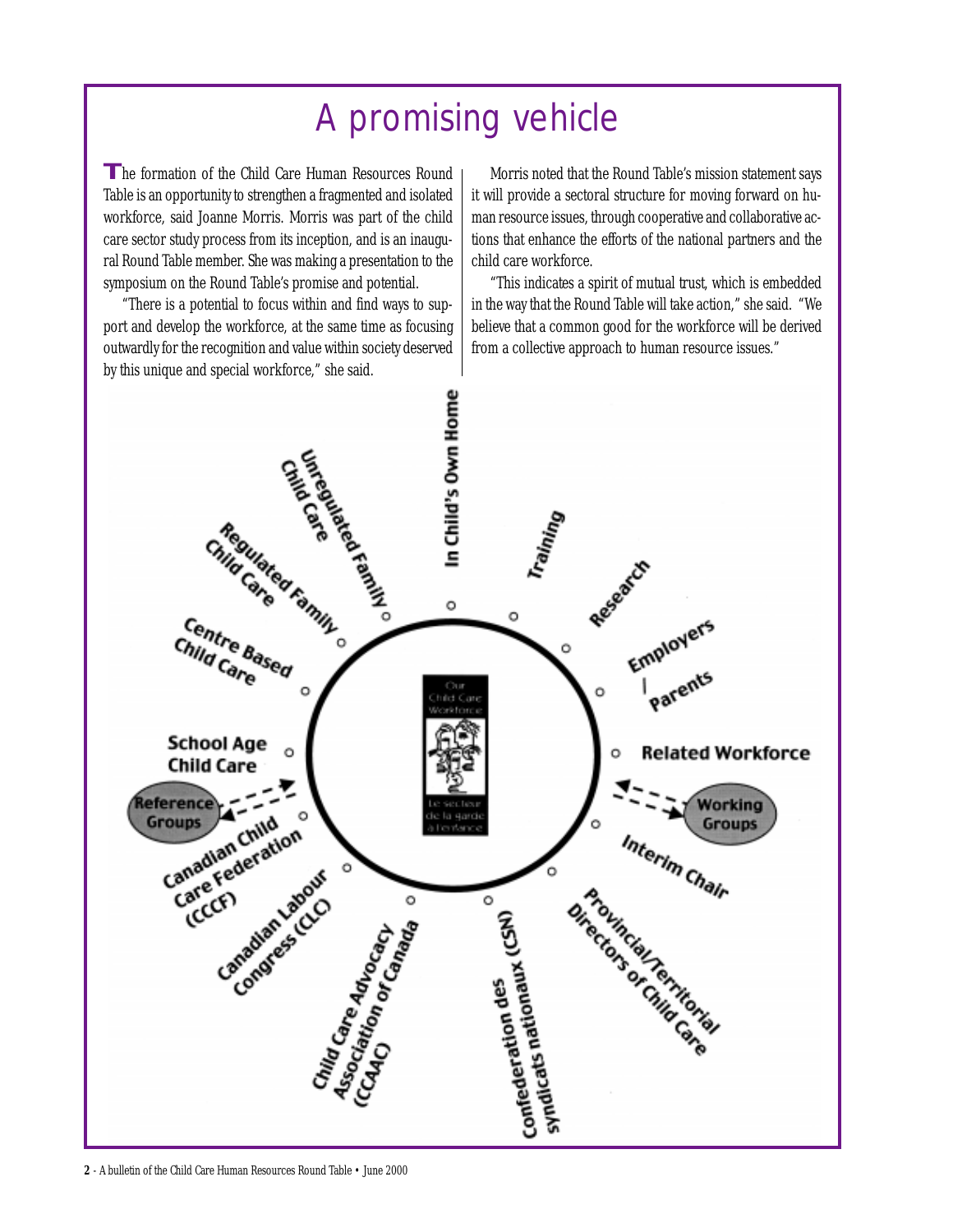# A promising vehicle

The formation of the Child Care Human Resources Round Table is an opportunity to strengthen a fragmented and isolated workforce, said Joanne Morris. Morris was part of the child care sector study process from its inception, and is an inaugural Round Table member. She was making a presentation to the symposium on the Round Table's promise and potential.

"There is a potential to focus within and find ways to support and develop the workforce, at the same time as focusing outwardly for the recognition and value within society deserved by this unique and special workforce," she said.

Morris noted that the Round Table's mission statement says it will provide a sectoral structure for moving forward on human resource issues, through cooperative and collaborative actions that enhance the efforts of the national partners and the child care workforce.

"This indicates a spirit of mutual trust, which is embedded in the way that the Round Table will take action," she said. "We believe that a common good for the workforce will be derived from a collective approach to human resource issues."

Our Child Care Workforce / Le secteur de la garde à l'enfance

- In Child's Own Home
- Training
- Research
- Employers / Parents
- Related Workforce
- Working Groups
- Interim Chair
- Provincial/Territorial Directors of Child Care
- Confederation des syndicats nationaux (CSN)
- Child Care Advocacy Association of Canada (CCAAC)
- Canadian Labour Congress (CLC)
- Canadian Child Care Federation (CCCF)
- Reference Groups
- School Age Child Care
- Centre Based Child Care
- Regulated Family Child Care
- Unregulated Family Child Care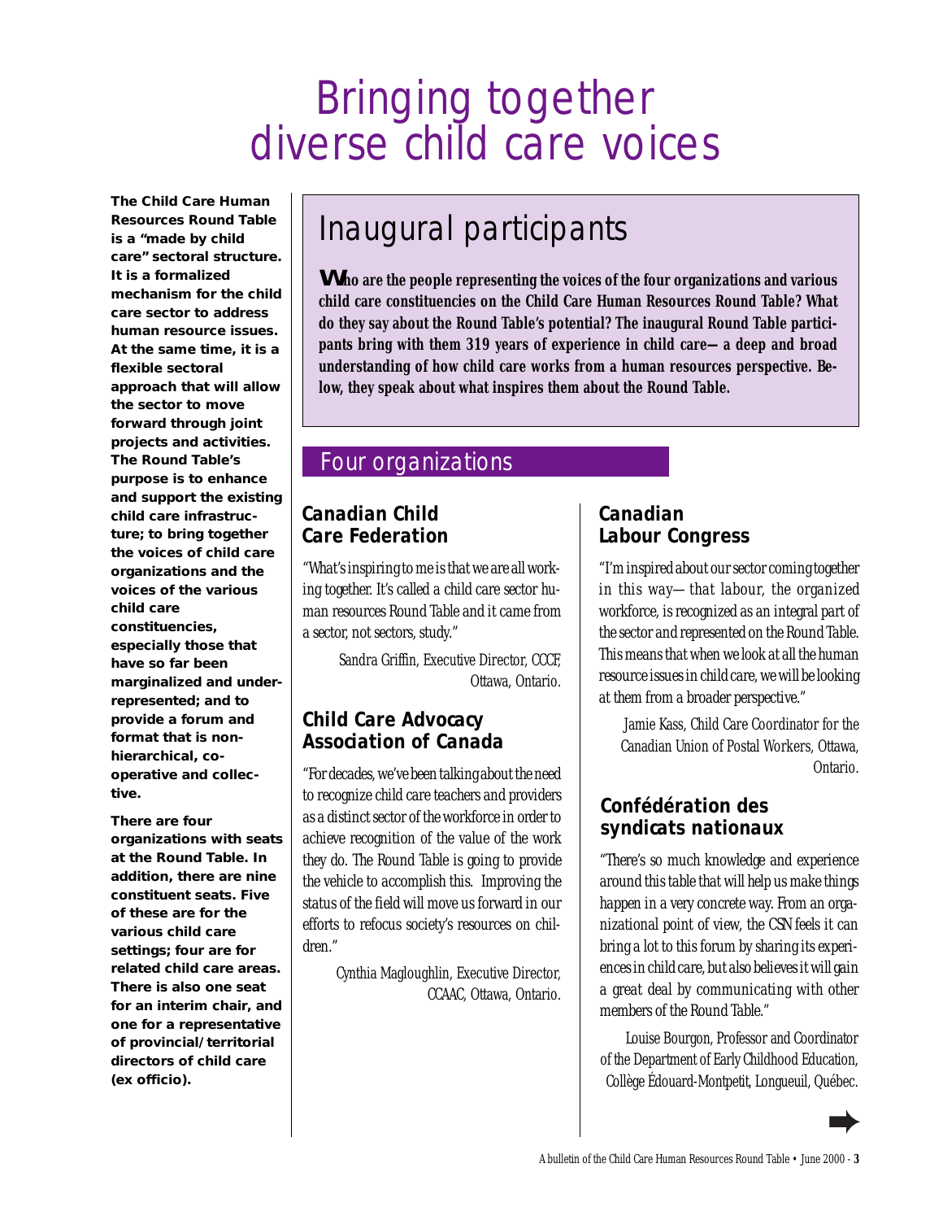# Bringing together diverse child care voices

**The Child Care Human Resources Round Table is a "made by child care" sectoral structure. It is a formalized mechanism for the child care sector to address human resource issues. At the same time, it is a flexible sectoral approach that will allow the sector to move forward through joint projects and activities. The Round Table's purpose is to enhance and support the existing child care infrastructure; to bring together the voices of child care organizations and the voices of the various child care constituencies, especially those that have so far been marginalized and under-represented; and to provide a forum and format that is non-hierarchical, co-operative and collective.**

**There are four organizations with seats at the Round Table. In addition, there are nine constituent seats. Five of these are for the various child care settings; four are for related child care areas. There is also one seat for an interim chair, and one for a representative of provincial/territorial directors of child care (ex officio).**

## Inaugural participants

**Who are the people representing the voices of the four organizations and various child care constituencies on the Child Care Human Resources Round Table? What do they say about the Round Table's potential? The inaugural Round Table participants bring with them 319 years of experience in child care—a deep and broad understanding of how child care works from a human resources perspective. Below, they speak about what inspires them about the Round Table.**

## Four organizations

### Canadian Child Care Federation

*"What's inspiring to me is that we are all working together. It's called a child care sector human resources Round Table and it came from a sector, not sectors, study."*

*Sandra Griffin, Executive Director, CCCF, Ottawa, Ontario.*

### Child Care Advocacy Association of Canada

*"For decades, we've been talking about the need to recognize child care teachers and providers as a distinct sector of the workforce in order to achieve recognition of the value of the work they do. The Round Table is going to provide the vehicle to accomplish this. Improving the status of the field will move us forward in our efforts to refocus society's resources on children."*

*Cynthia Magloughlin, Executive Director, CCAAC, Ottawa, Ontario.*

### Canadian Labour Congress

*"I'm inspired about our sector coming together in this way—that labour, the organized workforce, is recognized as an integral part of the sector and represented on the Round Table. This means that when we look at all the human resource issues in child care, we will be looking at them from a broader perspective."*

*Jamie Kass, Child Care Coordinator for the Canadian Union of Postal Workers, Ottawa, Ontario.*

### Confédération des syndicats nationaux

*"There's so much knowledge and experience around this table that will help us make things happen in a very concrete way. From an organizational point of view, the CSN feels it can bring a lot to this forum by sharing its experiences in child care, but also believes it will gain a great deal by communicating with other members of the Round Table."*

*Louise Bourgon, Professor and Coordinator of the Department of Early Childhood Education, Collège Édouard-Montpetit, Longueuil, Québec.*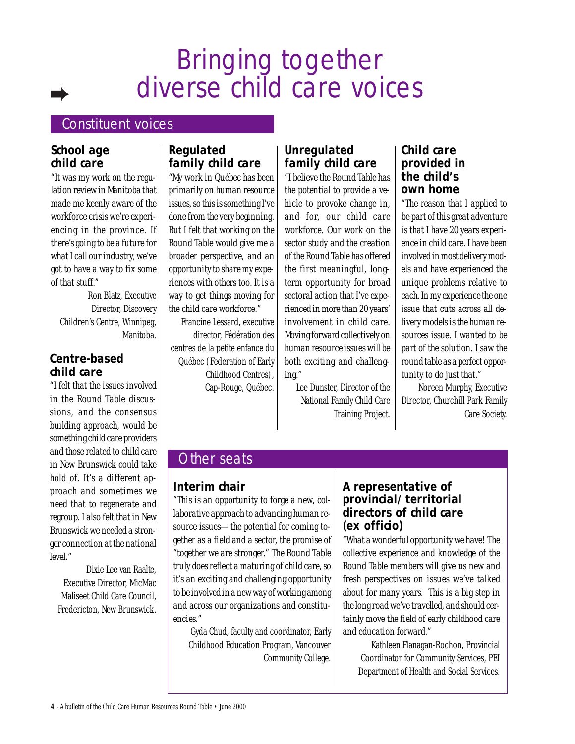# Bringing together diverse child care voices

## Constituent voices

### School age child care

"It was my work on the regulation review in Manitoba that made me keenly aware of the workforce crisis we're experiencing in the province. If there's going to be a future for what I call our industry, we've got to have a way to fix some of that stuff."

*Ron Blatz, Executive Director, Discovery Children's Centre, Winnipeg, Manitoba.*

### Centre-based child care

"I felt that the issues involved in the Round Table discussions, and the consensus building approach, would be something child care providers and those related to child care in New Brunswick could take hold of. It's a different approach and sometimes we need that to regenerate and regroup. I also felt that in New Brunswick we needed a stronger connection at the national level."

*Dixie Lee van Raalte, Executive Director, MicMac Maliseet Child Care Council, Fredericton, New Brunswick.*

### Regulated family child care

"My work in Québec has been primarily on human resource issues, so this is something I've done from the very beginning. But I felt that working on the Round Table would give me a broader perspective, and an opportunity to share my experiences with others too. It is a way to get things moving for the child care workforce."

*Francine Lessard, executive director, Fédération des centres de la petite enfance du Québec (Federation of Early Childhood Centres), Cap-Rouge, Québec.*

### Unregulated family child care

"I believe the Round Table has the potential to provide a vehicle to provoke change in, and for, our child care workforce. Our work on the sector study and the creation of the Round Table has offered the first meaningful, long-term opportunity for broad sectoral action that I've experienced in more than 20 years' involvement in child care. Moving forward collectively on human resource issues will be both exciting and challenging."

*Lee Dunster, Director of the National Family Child Care Training Project.*

### Child care provided in the child's own home

"The reason that I applied to be part of this great adventure is that I have 20 years experience in child care. I have been involved in most delivery models and have experienced the unique problems relative to each. In my experience the one issue that cuts across all delivery models is the human resources issue. I wanted to be part of the solution. I saw the round table as a perfect opportunity to do just that."

*Noreen Murphy, Executive Director, Churchill Park Family Care Society.*

## Other seats

### Interim chair

"This is an opportunity to forge a new, collaborative approach to advancing human resource issues—the potential for coming together as a field and a sector, the promise of "together we are stronger." The Round Table truly does reflect a maturing of child care, so it's an exciting and challenging opportunity to be involved in a new way of working among and across our organizations and constituencies."

*Gyda Chud, faculty and coordinator, Early Childhood Education Program, Vancouver Community College.*

### A representative of provincial/territorial directors of child care (ex officio)

"What a wonderful opportunity we have! The collective experience and knowledge of the Round Table members will give us new and fresh perspectives on issues we've talked about for many years. This is a big step in the long road we've travelled, and should certainly move the field of early childhood care and education forward."

*Kathleen Flanagan-Rochon, Provincial Coordinator for Community Services, PEI Department of Health and Social Services.*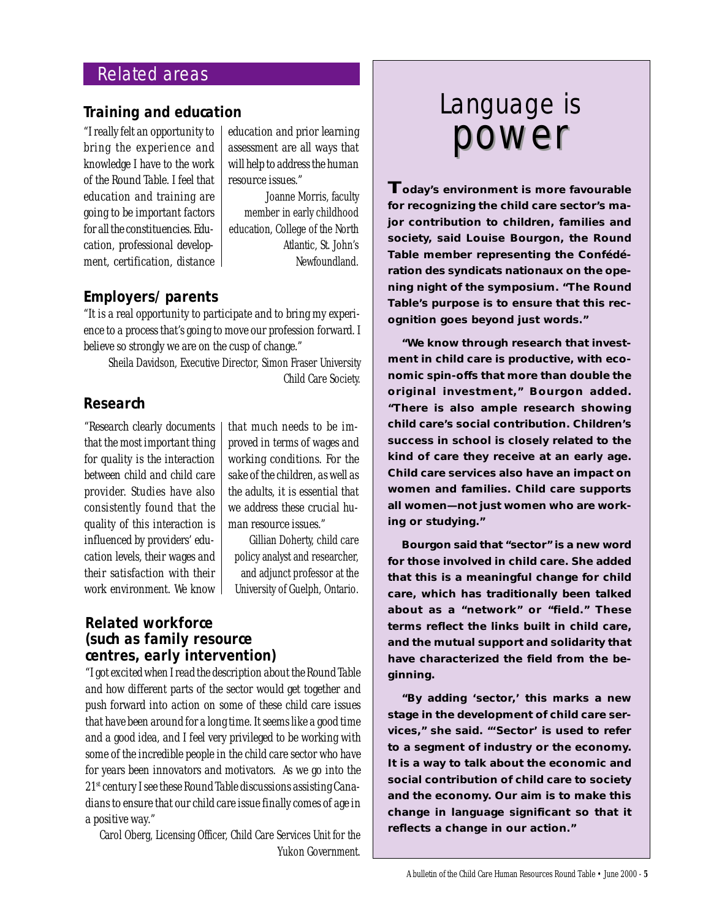## Related areas

### Training and education

"I really felt an opportunity to bring the experience and knowledge I have to the work of the Round Table. I feel that education and training are going to be important factors for all the constituencies. Education, professional development, certification, distance education and prior learning assessment are all ways that will help to address the human resource issues."

*Joanne Morris, faculty member in early childhood education, College of the North Atlantic, St. John's Newfoundland.*

### Employers/parents

"It is a real opportunity to participate and to bring my experience to a process that's going to move our profession forward. I believe so strongly we are on the cusp of change."

*Sheila Davidson, Executive Director, Simon Fraser University Child Care Society.*

### Research

"Research clearly documents that the most important thing for quality is the interaction between child and child care provider. Studies have also consistently found that the quality of this interaction is influenced by providers' education levels, their wages and their satisfaction with their work environment. We know that much needs to be improved in terms of wages and working conditions. For the sake of the children, as well as the adults, it is essential that we address these crucial human resource issues."

*Gillian Doherty, child care policy analyst and researcher, and adjunct professor at the University of Guelph, Ontario.*

### Related workforce (such as family resource centres, early intervention)

"I got excited when I read the description about the Round Table and how different parts of the sector would get together and push forward into action on some of these child care issues that have been around for a long time. It seems like a good time and a good idea, and I feel very privileged to be working with some of the incredible people in the child care sector who have for years been innovators and motivators. As we go into the 21st century I see these Round Table discussions assisting Canadians to ensure that our child care issue finally comes of age in a positive way."

*Carol Oberg, Licensing Officer, Child Care Services Unit for the Yukon Government.*

# Language is power

**Today's environment is more favourable for recognizing the child care sector's major contribution to children, families and society, said Louise Bourgon, the Round Table member representing the Confédération des syndicats nationaux on the opening night of the symposium. "The Round Table's purpose is to ensure that this recognition goes beyond just words."**

**"We know through research that investment in child care is productive, with economic spin-offs that more than double the original investment," Bourgon added. "There is also ample research showing child care's social contribution. Children's success in school is closely related to the kind of care they receive at an early age. Child care services also have an impact on women and families. Child care supports all women—not just women who are working or studying."**

**Bourgon said that "sector" is a new word for those involved in child care. She added that this is a meaningful change for child care, which has traditionally been talked about as a "network" or "field." These terms reflect the links built in child care, and the mutual support and solidarity that have characterized the field from the beginning.**

**"By adding 'sector,' this marks a new stage in the development of child care services," she said. "'Sector' is used to refer to a segment of industry or the economy. It is a way to talk about the economic and social contribution of child care to society and the economy. Our aim is to make this change in language significant so that it reflects a change in our action."**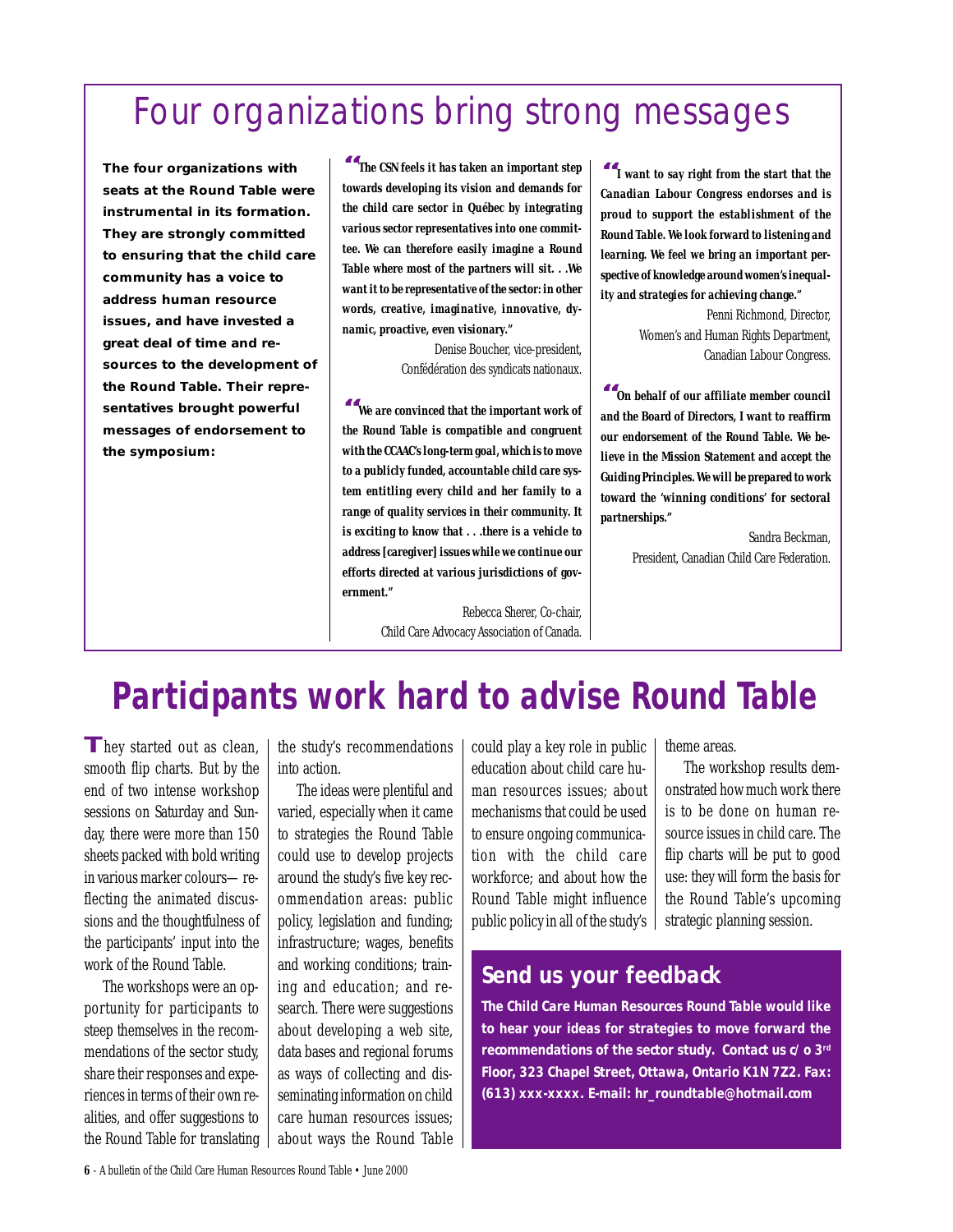# Four organizations bring strong messages

**The four organizations with seats at the Round Table were instrumental in its formation. They are strongly committed to ensuring that the child care community has a voice to address human resource issues, and have invested a great deal of time and resources to the development of the Round Table. Their representatives brought powerful messages of endorsement to the symposium:**

***"The CSN feels it has taken an important step towards developing its vision and demands for the child care sector in Québec by integrating various sector representatives into one committee. We can therefore easily imagine a Round Table where most of the partners will sit. . .We want it to be representative of the sector: in other words, creative, imaginative, innovative, dynamic, proactive, even visionary."***

Denise Boucher, vice-president,
Confédération des syndicats nationaux.

***"We are convinced that the important work of the Round Table is compatible and congruent with the CCAAC's long-term goal, which is to move to a publicly funded, accountable child care system entitling every child and her family to a range of quality services in their community. It is exciting to know that . . .there is a vehicle to address [caregiver] issues while we continue our efforts directed at various jurisdictions of government."***

Rebecca Sherer, Co-chair,
Child Care Advocacy Association of Canada.

***"I want to say right from the start that the Canadian Labour Congress endorses and is proud to support the establishment of the Round Table. We look forward to listening and learning. We feel we bring an important perspective of knowledge around women's inequality and strategies for achieving change."***

Penni Richmond, Director,
Women's and Human Rights Department,
Canadian Labour Congress.

***"On behalf of our affiliate member council and the Board of Directors, I want to reaffirm our endorsement of the Round Table. We believe in the Mission Statement and accept the Guiding Principles. We will be prepared to work toward the 'winning conditions' for sectoral partnerships."***

Sandra Beckman,
President, Canadian Child Care Federation.

# Participants work hard to advise Round Table

They started out as clean, smooth flip charts. But by the end of two intense workshop sessions on Saturday and Sunday, there were more than 150 sheets packed with bold writing in various marker colours—reflecting the animated discussions and the thoughtfulness of the participants' input into the work of the Round Table.

The workshops were an opportunity for participants to steep themselves in the recommendations of the sector study, share their responses and experiences in terms of their own realities, and offer suggestions to the Round Table for translating the study's recommendations into action.

The ideas were plentiful and varied, especially when it came to strategies the Round Table could use to develop projects around the study's five key recommendation areas: public policy, legislation and funding; infrastructure; wages, benefits and working conditions; training and education; and research. There were suggestions about developing a web site, data bases and regional forums as ways of collecting and disseminating information on child care human resources issues; about ways the Round Table could play a key role in public education about child care human resources issues; about mechanisms that could be used to ensure ongoing communication with the child care workforce; and about how the Round Table might influence public policy in all of the study's theme areas.

The workshop results demonstrated how much work there is to be done on human resource issues in child care. The flip charts will be put to good use: they will form the basis for the Round Table's upcoming strategic planning session.

## Send us your feedback

**The Child Care Human Resources Round Table would like to hear your ideas for strategies to move forward the recommendations of the sector study. Contact us c/o 3rd Floor, 323 Chapel Street, Ottawa, Ontario K1N 7Z2. Fax: (613) xxx-xxxx. E-mail: hr_roundtable@hotmail.com**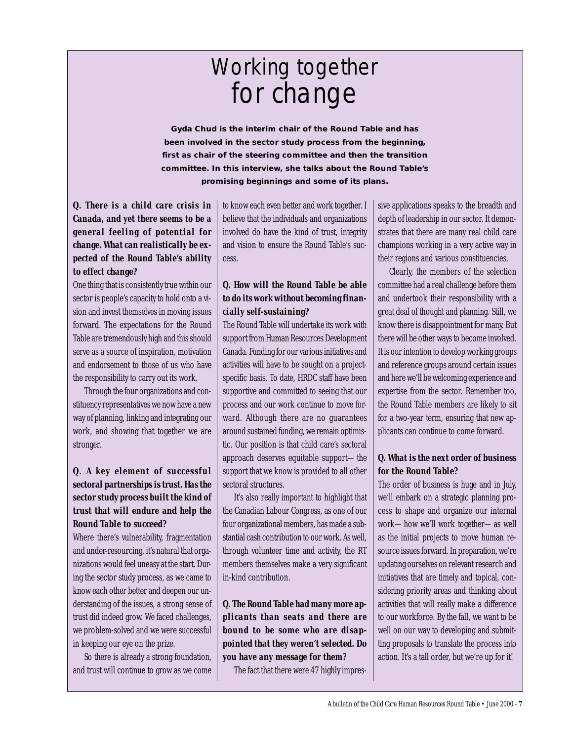# Working together for change

**Gyda Chud is the interim chair of the Round Table and has been involved in the sector study process from the beginning, first as chair of the steering committee and then the transition committee. In this interview, she talks about the Round Table's promising beginnings and some of its plans.**

**Q. There is a child care crisis in Canada, and yet there seems to be a general feeling of potential for change. What can realistically be expected of the Round Table's ability to effect change?**

One thing that is consistently true within our sector is people's capacity to hold onto a vision and invest themselves in moving issues forward. The expectations for the Round Table are tremendously high and this should serve as a source of inspiration, motivation and endorsement to those of us who have the responsibility to carry out its work.

Through the four organizations and constituency representatives we now have a new way of planning, linking and integrating our work, and showing that together we are stronger.

**Q. A key element of successful sectoral partnerships is trust. Has the sector study process built the kind of trust that will endure and help the Round Table to succeed?**

Where there's vulnerability, fragmentation and under-resourcing, it's natural that organizations would feel uneasy at the start. During the sector study process, as we came to know each other better and deepen our understanding of the issues, a strong sense of trust did indeed grow. We faced challenges, we problem-solved and we were successful in keeping our eye on the prize.

So there is already a strong foundation, and trust will continue to grow as we come to know each even better and work together. I believe that the individuals and organizations involved do have the kind of trust, integrity and vision to ensure the Round Table's success.

**Q. How will the Round Table be able to do its work without becoming financially self-sustaining?**

The Round Table will undertake its work with support from Human Resources Development Canada. Funding for our various initiatives and activities will have to be sought on a project-specific basis. To date, HRDC staff have been supportive and committed to seeing that our process and our work continue to move forward. Although there are no guarantees around sustained funding, we remain optimistic. Our position is that child care's sectoral approach deserves equitable support—the support that we know is provided to all other sectoral structures.

It's also really important to highlight that the Canadian Labour Congress, as one of our four organizational members, has made a substantial cash contribution to our work. As well, through volunteer time and activity, the RT members themselves make a very significant in-kind contribution.

**Q. The Round Table had many more applicants than seats and there are bound to be some who are disappointed that they weren't selected. Do you have any message for them?**

The fact that there were 47 highly impressive applications speaks to the breadth and depth of leadership in our sector. It demonstrates that there are many real child care champions working in a very active way in their regions and various constituencies.

Clearly, the members of the selection committee had a real challenge before them and undertook their responsibility with a great deal of thought and planning. Still, we know there is disappointment for many. But there will be other ways to become involved. It is our intention to develop working groups and reference groups around certain issues and here we'll be welcoming experience and expertise from the sector. Remember too, the Round Table members are likely to sit for a two-year term, ensuring that new applicants can continue to come forward.

**Q. What is the next order of business for the Round Table?**

The order of business is huge and in July, we'll embark on a strategic planning process to shape and organize our internal work—how we'll work together—as well as the initial projects to move human resource issues forward. In preparation, we're updating ourselves on relevant research and initiatives that are timely and topical, considering priority areas and thinking about activities that will really make a difference to our workforce. By the fall, we want to be well on our way to developing and submitting proposals to translate the process into action. It's a tall order, but we're up for it!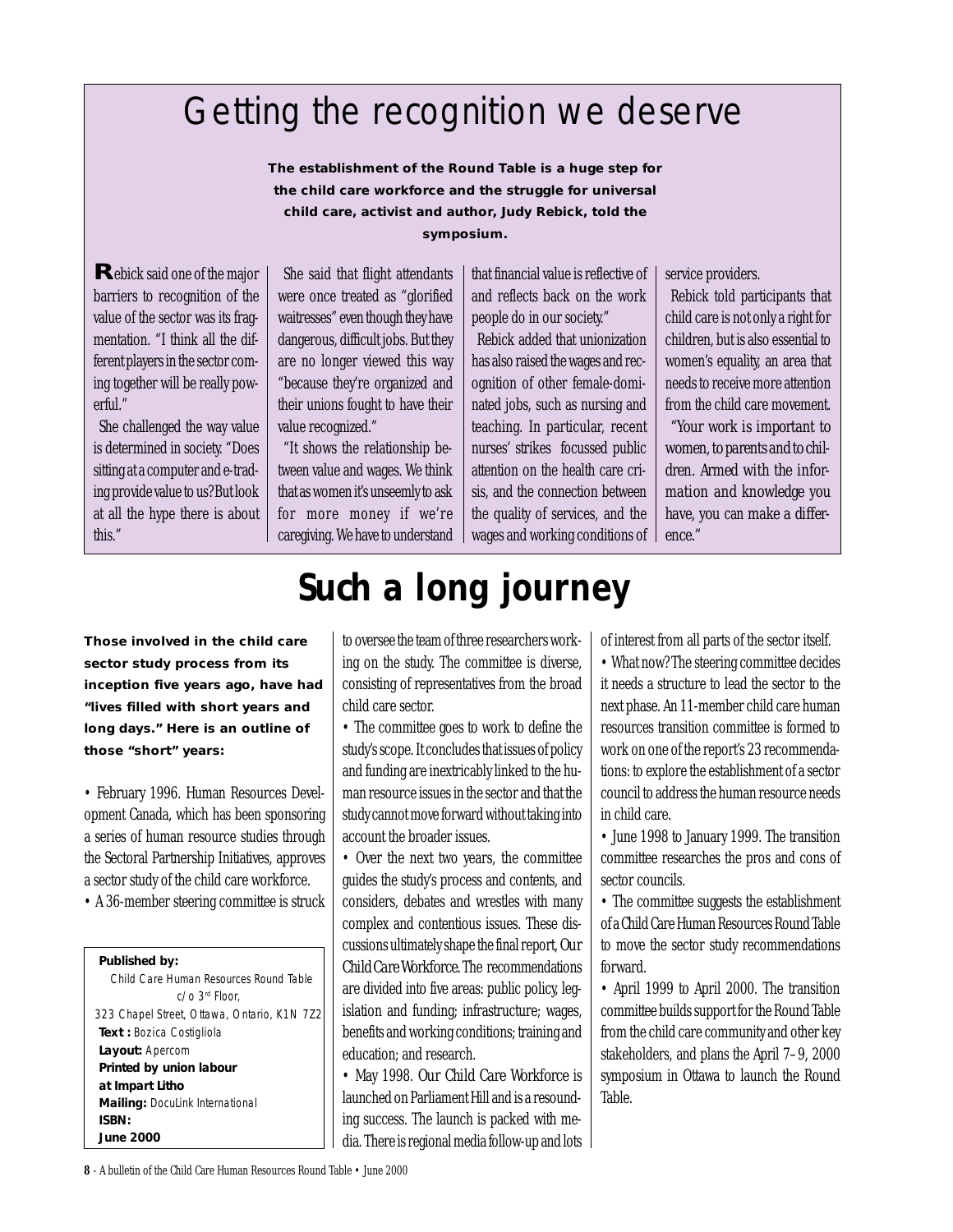# Getting the recognition we deserve

**The establishment of the Round Table is a huge step for the child care workforce and the struggle for universal child care, activist and author, Judy Rebick, told the symposium.**

Rebick said one of the major barriers to recognition of the value of the sector was its fragmentation. "I think all the different players in the sector coming together will be really powerful."

She challenged the way value is determined in society. "Does sitting at a computer and e-trading provide value to us? But look at all the hype there is about this."

She said that flight attendants were once treated as "glorified waitresses" even though they have dangerous, difficult jobs. But they are no longer viewed this way "because they're organized and their unions fought to have their value recognized."

"It shows the relationship between value and wages. We think that as women it's unseemly to ask for more money if we're caregiving. We have to understand that financial value is reflective of and reflects back on the work people do in our society."

Rebick added that unionization has also raised the wages and recognition of other female-dominated jobs, such as nursing and teaching. In particular, recent nurses' strikes focussed public attention on the health care crisis, and the connection between the quality of services, and the wages and working conditions of service providers.

Rebick told participants that child care is not only a right for children, but is also essential to women's equality, an area that needs to receive more attention from the child care movement.

"Your work is important to women, to parents and to children. Armed with the information and knowledge you have, you can make a difference."

# Such a long journey

**Those involved in the child care sector study process from its inception five years ago, have had "lives filled with short years and long days." Here is an outline of those "short" years:**

- February 1996. Human Resources Development Canada, which has been sponsoring a series of human resource studies through the Sectoral Partnership Initiatives, approves a sector study of the child care workforce.
- A 36-member steering committee is struck to oversee the team of three researchers working on the study. The committee is diverse, consisting of representatives from the broad child care sector.
- The committee goes to work to define the study's scope. It concludes that issues of policy and funding are inextricably linked to the human resource issues in the sector and that the study cannot move forward without taking into account the broader issues.
- Over the next two years, the committee guides the study's process and contents, and considers, debates and wrestles with many complex and contentious issues. These discussions ultimately shape the final report, *Our Child Care Workforce*. The recommendations are divided into five areas: public policy, legislation and funding; infrastructure; wages, benefits and working conditions; training and education; and research.
- May 1998. *Our Child Care Workforce* is launched on Parliament Hill and is a resounding success. The launch is packed with media. There is regional media follow-up and lots of interest from all parts of the sector itself.
- What now? The steering committee decides it needs a structure to lead the sector to the next phase. An 11-member child care human resources transition committee is formed to work on one of the report's 23 recommendations: to explore the establishment of a sector council to address the human resource needs in child care.
- June 1998 to January 1999. The transition committee researches the pros and cons of sector councils.
- The committee suggests the establishment of a Child Care Human Resources Round Table to move the sector study recommendations forward.
- April 1999 to April 2000. The transition committee builds support for the Round Table from the child care community and other key stakeholders, and plans the April 7–9, 2000 symposium in Ottawa to launch the Round Table.

**Published by:**
Child Care Human Resources Round Table
c/o 3rd Floor,
323 Chapel Street, Ottawa, Ontario, K1N 7Z2
**Text :** Bozica Costigliola
**Layout:** Apercom
**Printed by union labour at Impart Litho**
**Mailing:** DocuLink International
**ISBN:**
**June 2000**